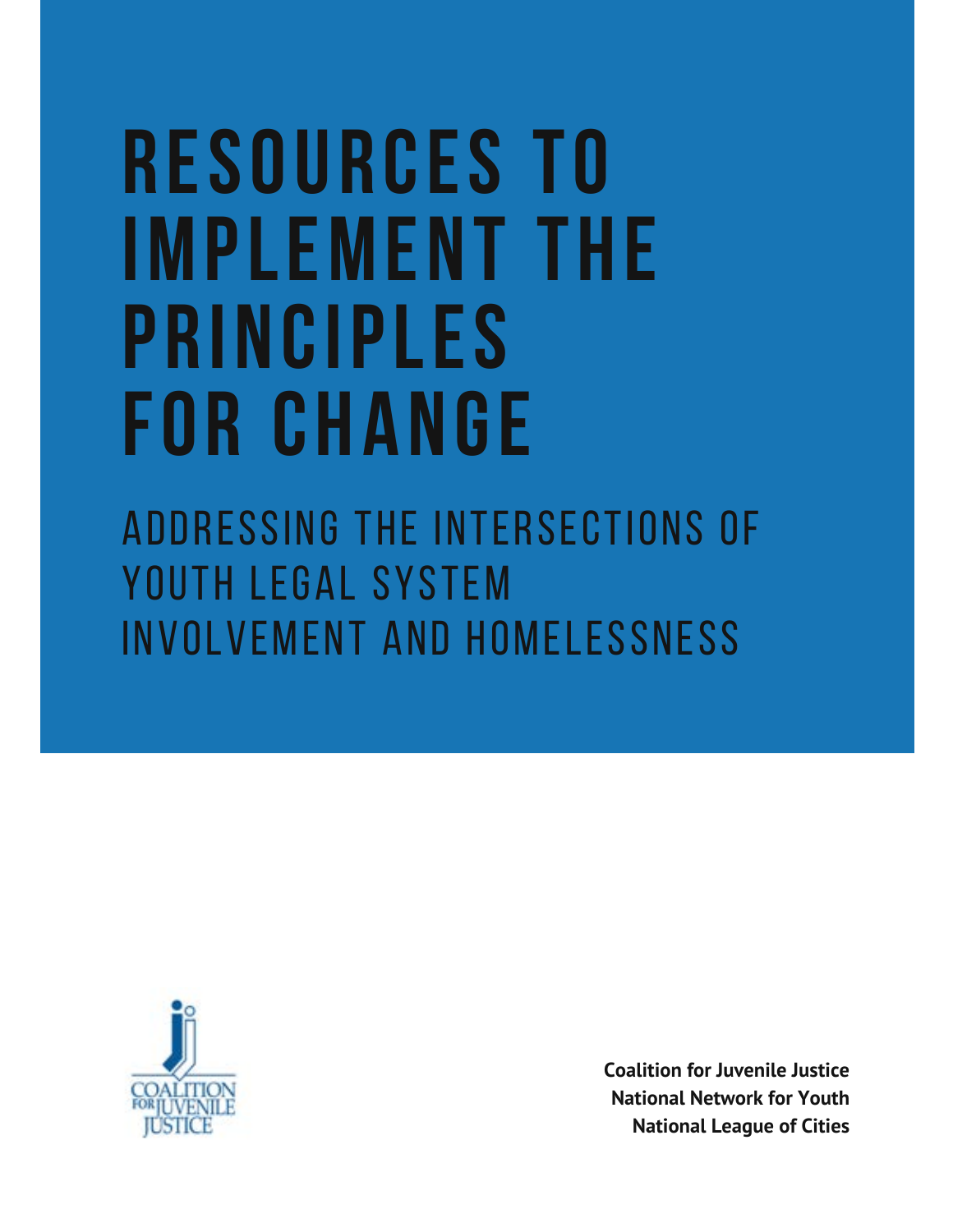# RESOURCES TO IMPLEMENT THE PRINCIPLES FOR CHANGE

## ADDRESSING THE INTERSECTIONS OF YOUTH LEGAL SYSTEM INVOLVEMENT AND HOMELESSNESS

COALITION FOR JUVENILE JUSTICE

**Coalition for Juvenile Justice**
**National Network for Youth**
**National League of Cities**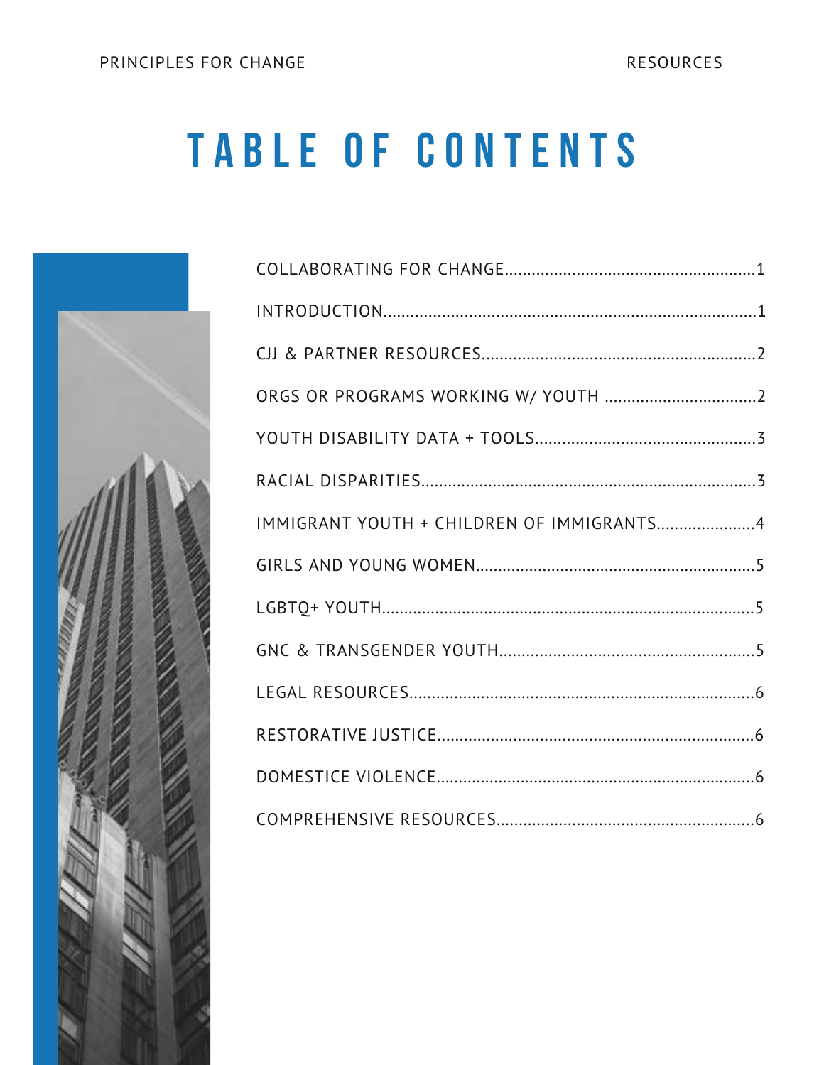# TABLE OF CONTENTS

- COLLABORATING FOR CHANGE.......1
- INTRODUCTION.......1
- CJJ & PARTNER RESOURCES.......2
- ORGS OR PROGRAMS WORKING W/ YOUTH .......2
- YOUTH DISABILITY DATA + TOOLS.......3
- RACIAL DISPARITIES.......3
- IMMIGRANT YOUTH + CHILDREN OF IMMIGRANTS.......4
- GIRLS AND YOUNG WOMEN.......5
- LGBTQ+ YOUTH.......5
- GNC & TRANSGENDER YOUTH.......5
- LEGAL RESOURCES.......6
- RESTORATIVE JUSTICE.......6
- DOMESTICE VIOLENCE.......6
- COMPREHENSIVE RESOURCES.......6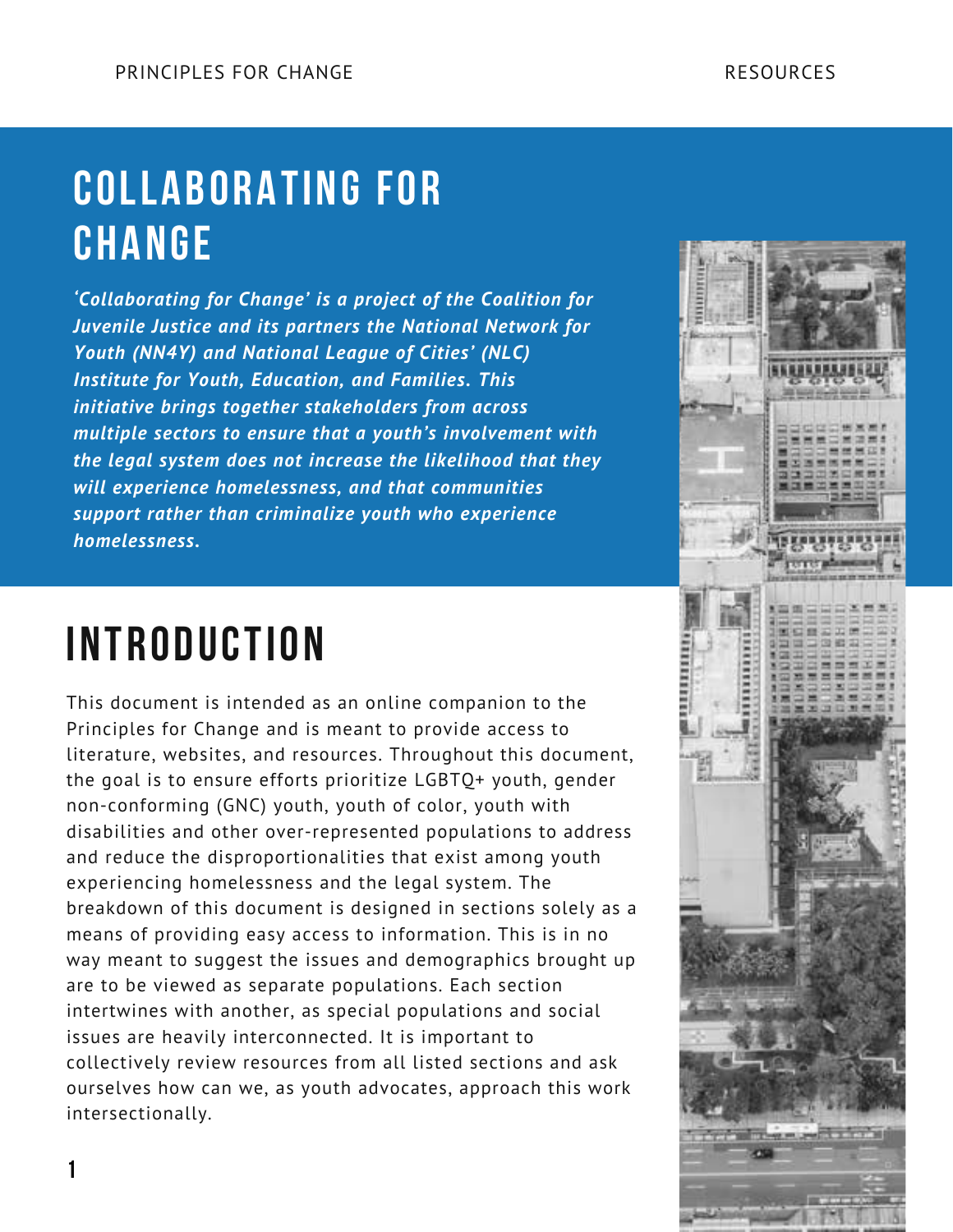# COLLABORATING FOR CHANGE

***'Collaborating for Change' is a project of the Coalition for Juvenile Justice and its partners the National Network for Youth (NN4Y) and National League of Cities' (NLC) Institute for Youth, Education, and Families. This initiative brings together stakeholders from across multiple sectors to ensure that a youth's involvement with the legal system does not increase the likelihood that they will experience homelessness, and that communities support rather than criminalize youth who experience homelessness.***

# INTRODUCTION

This document is intended as an online companion to the Principles for Change and is meant to provide access to literature, websites, and resources. Throughout this document, the goal is to ensure efforts prioritize LGBTQ+ youth, gender non-conforming (GNC) youth, youth of color, youth with disabilities and other over-represented populations to address and reduce the disproportionalities that exist among youth experiencing homelessness and the legal system. The breakdown of this document is designed in sections solely as a means of providing easy access to information. This is in no way meant to suggest the issues and demographics brought up are to be viewed as separate populations. Each section intertwines with another, as special populations and social issues are heavily interconnected. It is important to collectively review resources from all listed sections and ask ourselves how can we, as youth advocates, approach this work intersectionally.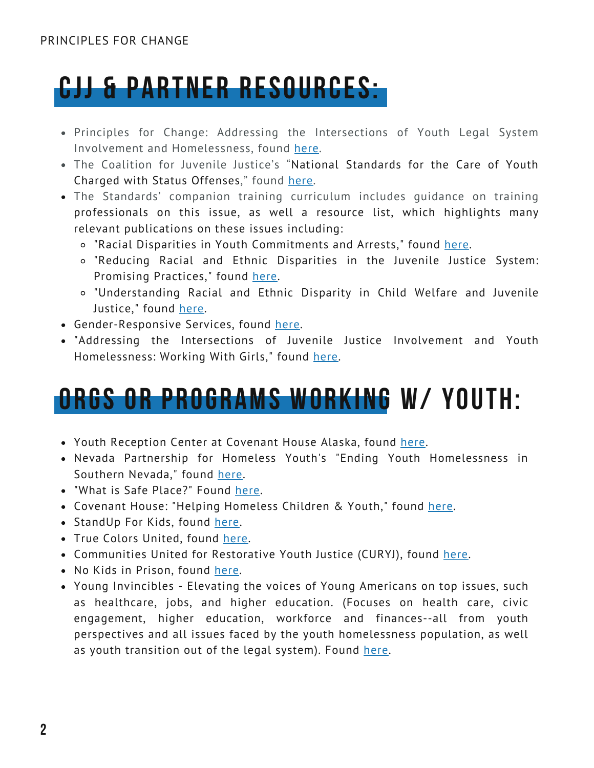## CJJ & Partner Resources:

- Principles for Change: Addressing the Intersections of Youth Legal System Involvement and Homelessness, found here.
- The Coalition for Juvenile Justice's "National Standards for the Care of Youth Charged with Status Offenses," found here.
- The Standards' companion training curriculum includes guidance on training professionals on this issue, as well a resource list, which highlights many relevant publications on these issues including:
  - "Racial Disparities in Youth Commitments and Arrests," found here.
  - "Reducing Racial and Ethnic Disparities in the Juvenile Justice System: Promising Practices," found here.
  - "Understanding Racial and Ethnic Disparity in Child Welfare and Juvenile Justice," found here.
- Gender-Responsive Services, found here.
- "Addressing the Intersections of Juvenile Justice Involvement and Youth Homelessness: Working With Girls," found here.

## Orgs or Programs Working w/ Youth:

- Youth Reception Center at Covenant House Alaska, found here.
- Nevada Partnership for Homeless Youth's "Ending Youth Homelessness in Southern Nevada," found here.
- "What is Safe Place?" Found here.
- Covenant House: "Helping Homeless Children & Youth," found here.
- StandUp For Kids, found here.
- True Colors United, found here.
- Communities United for Restorative Youth Justice (CURYJ), found here.
- No Kids in Prison, found here.
- Young Invincibles - Elevating the voices of Young Americans on top issues, such as healthcare, jobs, and higher education. (Focuses on health care, civic engagement, higher education, workforce and finances--all from youth perspectives and all issues faced by the youth homelessness population, as well as youth transition out of the legal system). Found here.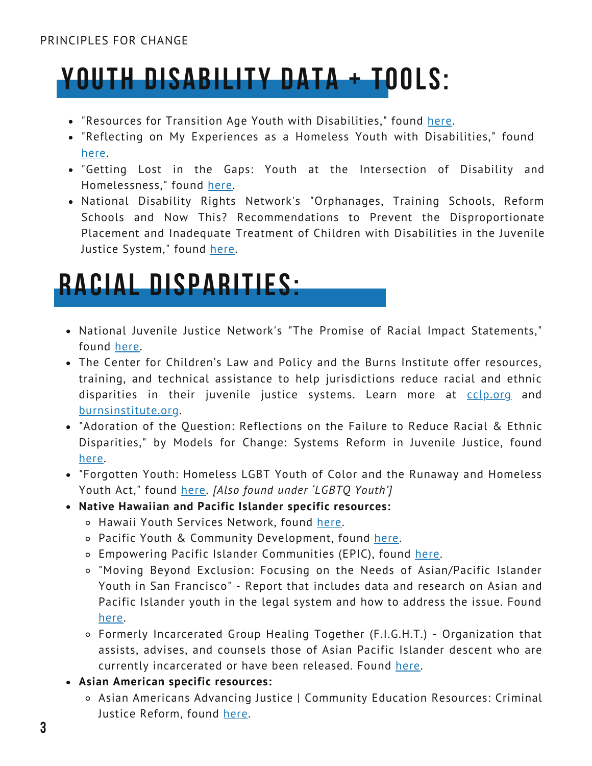## YOUTH DISABILITY DATA + TOOLS:

- "Resources for Transition Age Youth with Disabilities," found here.
- "Reflecting on My Experiences as a Homeless Youth with Disabilities," found here.
- "Getting Lost in the Gaps: Youth at the Intersection of Disability and Homelessness," found here.
- National Disability Rights Network's "Orphanages, Training Schools, Reform Schools and Now This? Recommendations to Prevent the Disproportionate Placement and Inadequate Treatment of Children with Disabilities in the Juvenile Justice System," found here.

## RACIAL DISPARITIES:

- National Juvenile Justice Network's "The Promise of Racial Impact Statements," found here.
- The Center for Children's Law and Policy and the Burns Institute offer resources, training, and technical assistance to help jurisdictions reduce racial and ethnic disparities in their juvenile justice systems. Learn more at cclp.org and burnsinstitute.org.
- "Adoration of the Question: Reflections on the Failure to Reduce Racial & Ethnic Disparities," by Models for Change: Systems Reform in Juvenile Justice, found here.
- "Forgotten Youth: Homeless LGBT Youth of Color and the Runaway and Homeless Youth Act," found here. *[Also found under 'LGBTQ Youth']*
- **Native Hawaiian and Pacific Islander specific resources:**
  - Hawaii Youth Services Network, found here.
  - Pacific Youth & Community Development, found here.
  - Empowering Pacific Islander Communities (EPIC), found here.
  - "Moving Beyond Exclusion: Focusing on the Needs of Asian/Pacific Islander Youth in San Francisco" - Report that includes data and research on Asian and Pacific Islander youth in the legal system and how to address the issue. Found here.
  - Formerly Incarcerated Group Healing Together (F.I.G.H.T.) - Organization that assists, advises, and counsels those of Asian Pacific Islander descent who are currently incarcerated or have been released. Found here.
- **Asian American specific resources:**
  - Asian Americans Advancing Justice | Community Education Resources: Criminal Justice Reform, found here.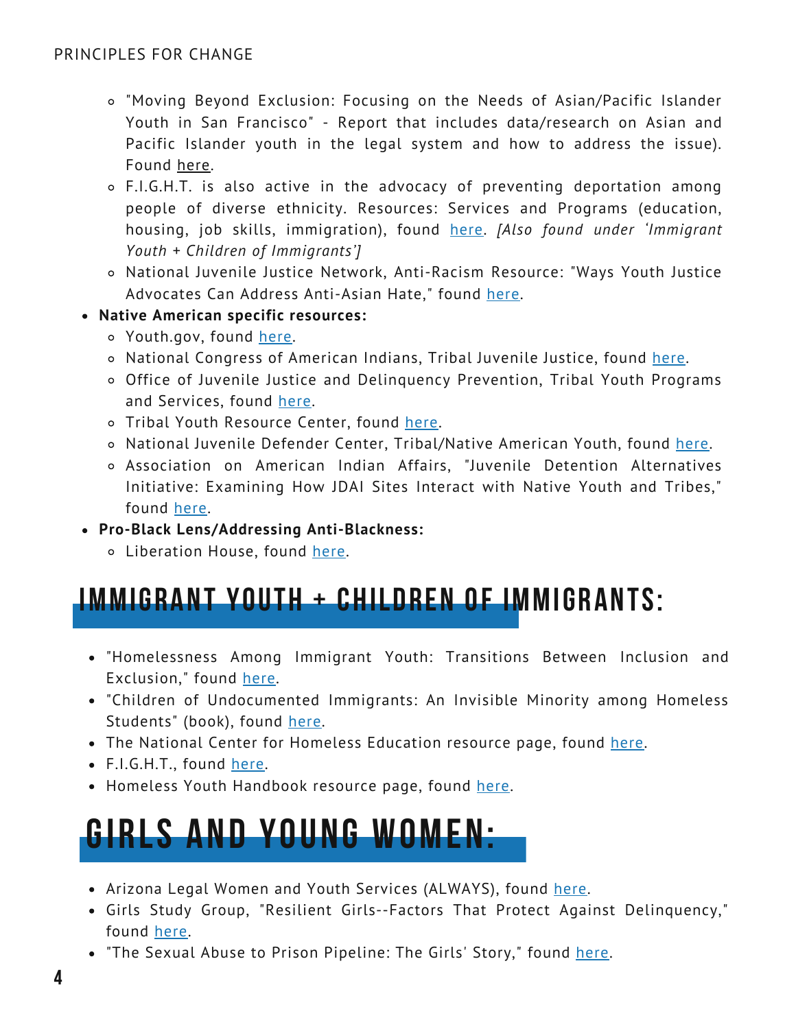- "Moving Beyond Exclusion: Focusing on the Needs of Asian/Pacific Islander Youth in San Francisco" - Report that includes data/research on Asian and Pacific Islander youth in the legal system and how to address the issue). Found here.
    - F.I.G.H.T. is also active in the advocacy of preventing deportation among people of diverse ethnicity. Resources: Services and Programs (education, housing, job skills, immigration), found here. *[Also found under 'Immigrant Youth + Children of Immigrants']*
    - National Juvenile Justice Network, Anti-Racism Resource: "Ways Youth Justice Advocates Can Address Anti-Asian Hate," found here.
- **Native American specific resources:**
    - Youth.gov, found here.
    - National Congress of American Indians, Tribal Juvenile Justice, found here.
    - Office of Juvenile Justice and Delinquency Prevention, Tribal Youth Programs and Services, found here.
    - Tribal Youth Resource Center, found here.
    - National Juvenile Defender Center, Tribal/Native American Youth, found here.
    - Association on American Indian Affairs, "Juvenile Detention Alternatives Initiative: Examining How JDAI Sites Interact with Native Youth and Tribes," found here.
- **Pro-Black Lens/Addressing Anti-Blackness:**
    - Liberation House, found here.

## IMMIGRANT YOUTH + CHILDREN OF IMMIGRANTS:

- "Homelessness Among Immigrant Youth: Transitions Between Inclusion and Exclusion," found here.
- "Children of Undocumented Immigrants: An Invisible Minority among Homeless Students" (book), found here.
- The National Center for Homeless Education resource page, found here.
- F.I.G.H.T., found here.
- Homeless Youth Handbook resource page, found here.

## GIRLS AND YOUNG WOMEN:

- Arizona Legal Women and Youth Services (ALWAYS), found here.
- Girls Study Group, "Resilient Girls--Factors That Protect Against Delinquency," found here.
- "The Sexual Abuse to Prison Pipeline: The Girls' Story," found here.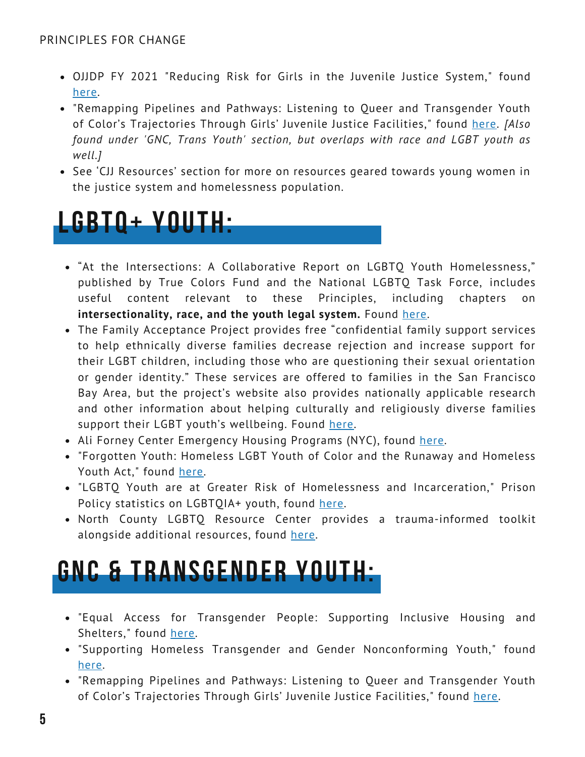- OJJDP FY 2021 "Reducing Risk for Girls in the Juvenile Justice System," found here.
- "Remapping Pipelines and Pathways: Listening to Queer and Transgender Youth of Color's Trajectories Through Girls' Juvenile Justice Facilities," found here. *[Also found under 'GNC, Trans Youth' section, but overlaps with race and LGBT youth as well.]*
- See 'CJJ Resources' section for more on resources geared towards young women in the justice system and homelessness population.

# LGBTQ+ YOUTH:

- "At the Intersections: A Collaborative Report on LGBTQ Youth Homelessness," published by True Colors Fund and the National LGBTQ Task Force, includes useful content relevant to these Principles, including chapters on **intersectionality, race, and the youth legal system.** Found here.
- The Family Acceptance Project provides free "confidential family support services to help ethnically diverse families decrease rejection and increase support for their LGBT children, including those who are questioning their sexual orientation or gender identity." These services are offered to families in the San Francisco Bay Area, but the project's website also provides nationally applicable research and other information about helping culturally and religiously diverse families support their LGBT youth's wellbeing. Found here.
- Ali Forney Center Emergency Housing Programs (NYC), found here.
- "Forgotten Youth: Homeless LGBT Youth of Color and the Runaway and Homeless Youth Act," found here.
- "LGBTQ Youth are at Greater Risk of Homelessness and Incarceration," Prison Policy statistics on LGBTQIA+ youth, found here.
- North County LGBTQ Resource Center provides a trauma-informed toolkit alongside additional resources, found here.

# GNC & TRANSGENDER YOUTH:

- "Equal Access for Transgender People: Supporting Inclusive Housing and Shelters," found here.
- "Supporting Homeless Transgender and Gender Nonconforming Youth," found here.
- "Remapping Pipelines and Pathways: Listening to Queer and Transgender Youth of Color's Trajectories Through Girls' Juvenile Justice Facilities," found here.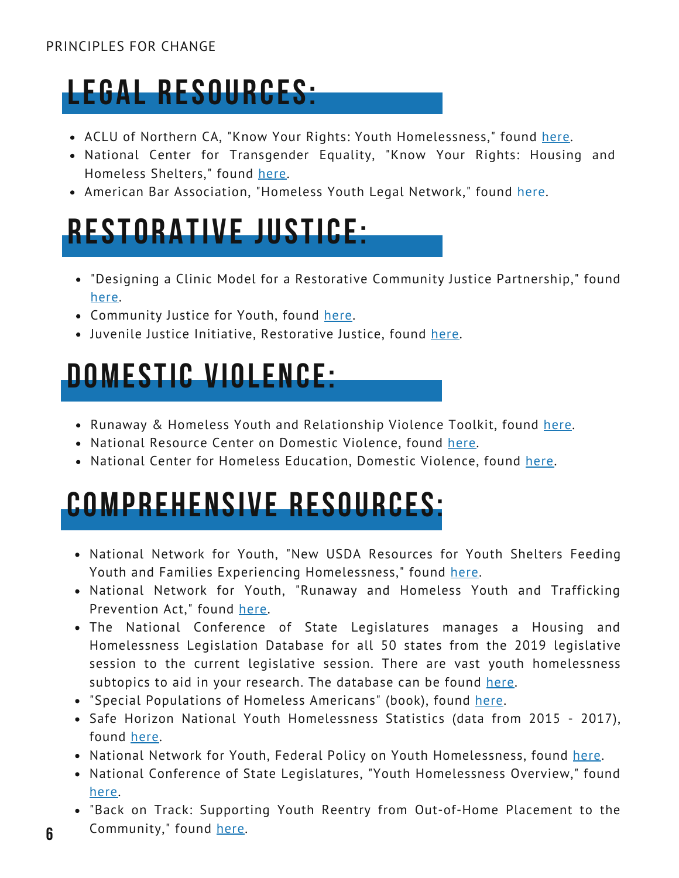# LEGAL RESOURCES:

- ACLU of Northern CA, "Know Your Rights: Youth Homelessness," found here.
- National Center for Transgender Equality, "Know Your Rights: Housing and Homeless Shelters," found here.
- American Bar Association, "Homeless Youth Legal Network," found here.

# RESTORATIVE JUSTICE:

- "Designing a Clinic Model for a Restorative Community Justice Partnership," found here.
- Community Justice for Youth, found here.
- Juvenile Justice Initiative, Restorative Justice, found here.

# DOMESTIC VIOLENCE:

- Runaway & Homeless Youth and Relationship Violence Toolkit, found here.
- National Resource Center on Domestic Violence, found here.
- National Center for Homeless Education, Domestic Violence, found here.

# COMPREHENSIVE RESOURCES:

- National Network for Youth, "New USDA Resources for Youth Shelters Feeding Youth and Families Experiencing Homelessness," found here.
- National Network for Youth, "Runaway and Homeless Youth and Trafficking Prevention Act," found here.
- The National Conference of State Legislatures manages a Housing and Homelessness Legislation Database for all 50 states from the 2019 legislative session to the current legislative session. There are vast youth homelessness subtopics to aid in your research. The database can be found here.
- "Special Populations of Homeless Americans" (book), found here.
- Safe Horizon National Youth Homelessness Statistics (data from 2015 - 2017), found here.
- National Network for Youth, Federal Policy on Youth Homelessness, found here.
- National Conference of State Legislatures, "Youth Homelessness Overview," found here.
- "Back on Track: Supporting Youth Reentry from Out-of-Home Placement to the Community," found here.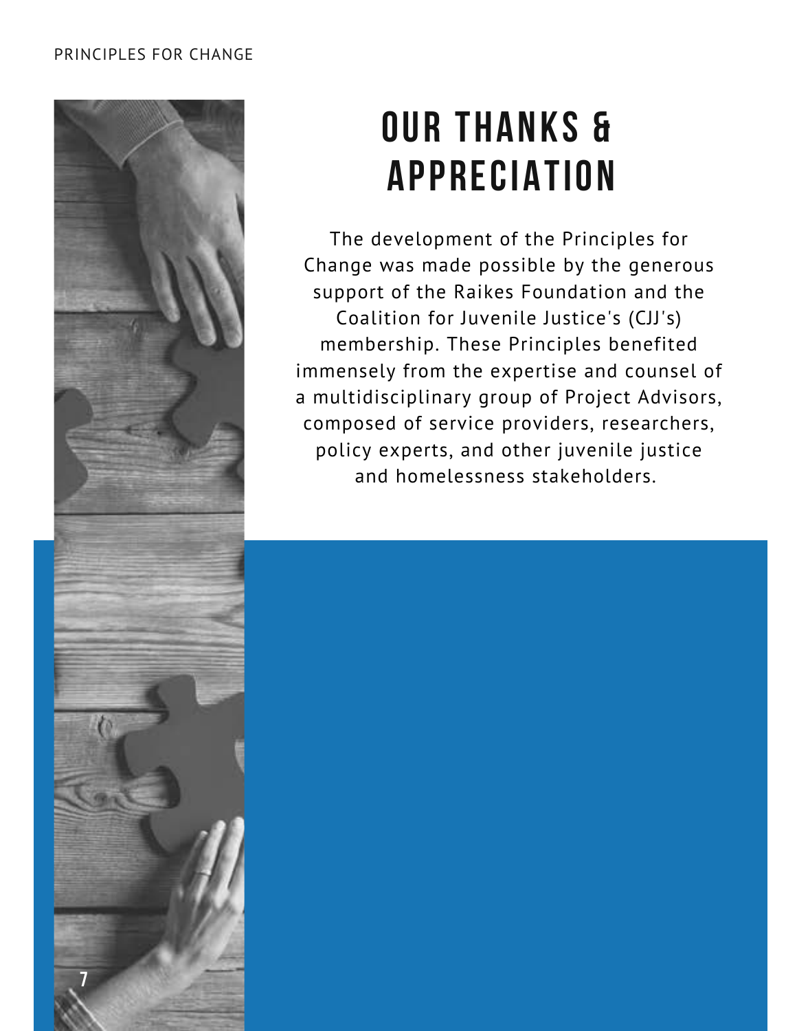# OUR THANKS & APPRECIATION

The development of the Principles for Change was made possible by the generous support of the Raikes Foundation and the Coalition for Juvenile Justice's (CJJ's) membership. These Principles benefited immensely from the expertise and counsel of a multidisciplinary group of Project Advisors, composed of service providers, researchers, policy experts, and other juvenile justice and homelessness stakeholders.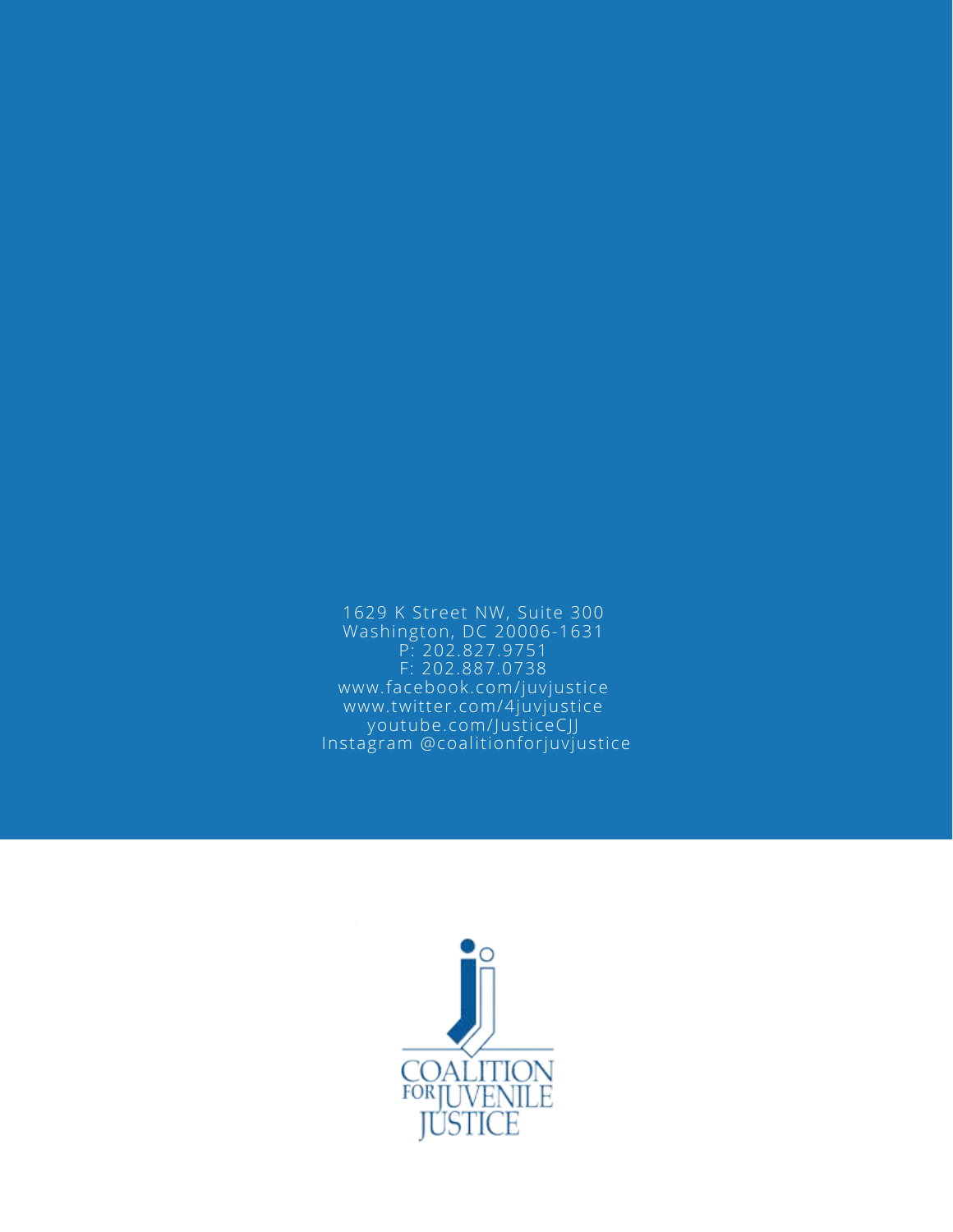1629 K Street NW, Suite 300
Washington, DC 20006-1631
P: 202.827.9751
F: 202.887.0738
www.facebook.com/juvjustice
www.twitter.com/4juvjustice
youtube.com/JusticeCJJ
Instagram @coalitionforjuvjustice

COALITION FOR JUVENILE JUSTICE